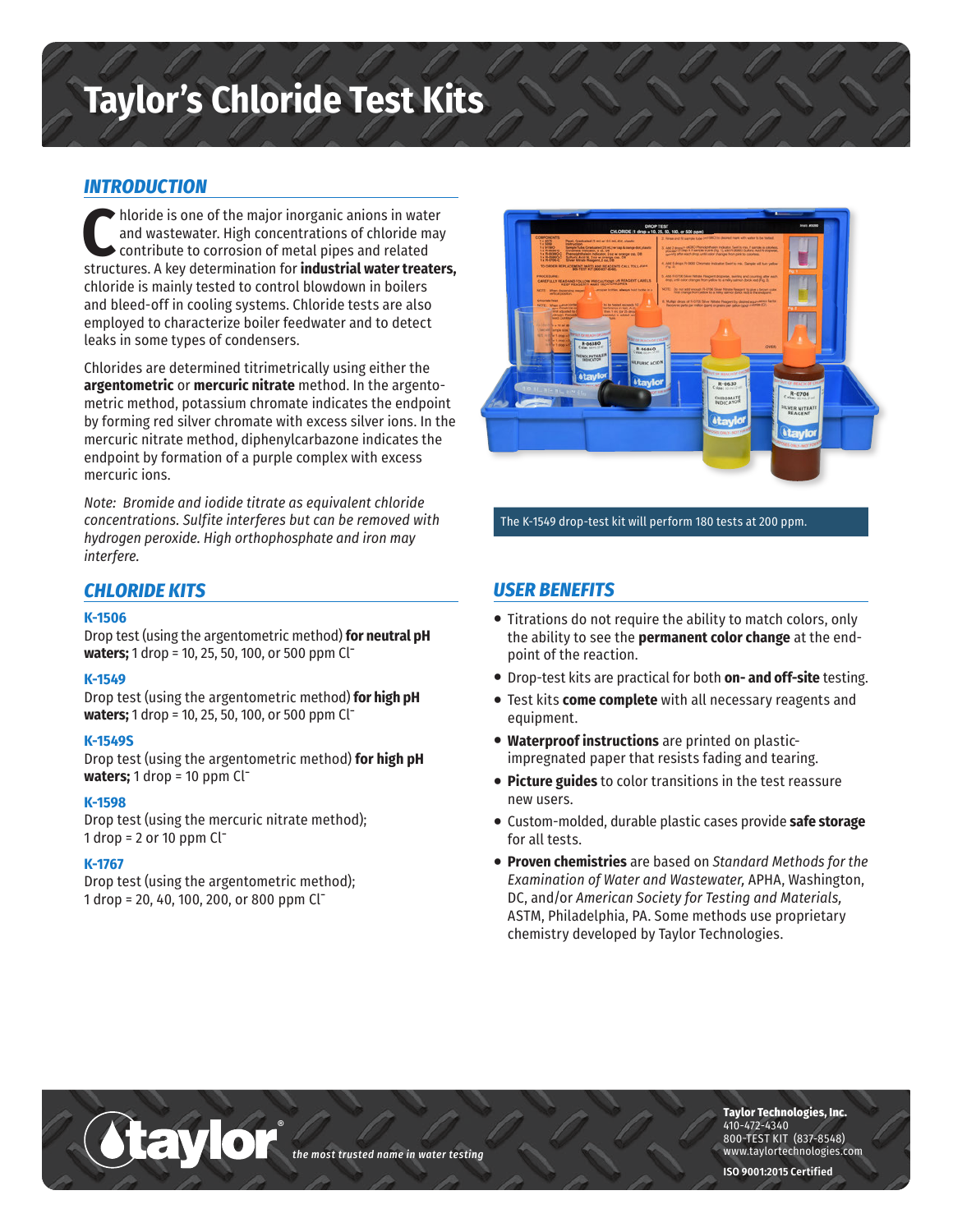# Taylor's Chloride Test Kits

## INTRODUCTION

Chloride is one of the major inorganic anions in water and wastewater. High concentrations of chloride may contribute to corrosion of metal pipes and related structures. A key determination for **industrial water treaters,** chloride is mainly tested to control blowdown in boilers and bleed-off in cooling systems. Chloride tests are also employed to characterize boiler feedwater and to detect leaks in some types of condensers.

Chlorides are determined titrimetrically using either the **argentometric** or **mercuric nitrate** method. In the argentometric method, potassium chromate indicates the endpoint by forming red silver chromate with excess silver ions. In the mercuric nitrate method, diphenylcarbazone indicates the endpoint by formation of a purple complex with excess mercuric ions.

*Note: Bromide and iodide titrate as equivalent chloride concentrations. Sulfite interferes but can be removed with hydrogen peroxide. High orthophosphate and iron may interfere.*

The K-1549 drop-test kit will perform 180 tests at 200 ppm.

## CHLORIDE KITS

### K-1506

Drop test (using the argentometric method) **for neutral pH waters;** 1 drop = 10, 25, 50, 100, or 500 ppm $Cl^-$

### K-1549

Drop test (using the argentometric method) **for high pH waters;** 1 drop = 10, 25, 50, 100, or 500 ppm $Cl^-$

### K-1549S

Drop test (using the argentometric method) **for high pH waters;** 1 drop = 10 ppm $Cl^-$

### K-1598

Drop test (using the mercuric nitrate method); 1 drop = 2 or 10 ppm $Cl^-$

### K-1767

Drop test (using the argentometric method); 1 drop = 20, 40, 100, 200, or 800 ppm $Cl^-$

## USER BENEFITS

- Titrations do not require the ability to match colors, only the ability to see the **permanent color change** at the endpoint of the reaction.
- Drop-test kits are practical for both **on- and off-site** testing.
- Test kits **come complete** with all necessary reagents and equipment.
- **Waterproof instructions** are printed on plastic-impregnated paper that resists fading and tearing.
- **Picture guides** to color transitions in the test reassure new users.
- Custom-molded, durable plastic cases provide **safe storage** for all tests.
- **Proven chemistries** are based on *Standard Methods for the Examination of Water and Wastewater,* APHA, Washington, DC, and/or *American Society for Testing and Materials,* ASTM, Philadelphia, PA. Some methods use proprietary chemistry developed by Taylor Technologies.

taylor® *the most trusted name in water testing*

**Taylor Technologies, Inc.**
410-472-4340
800-TEST KIT (837-8548)
www.taylortechnologies.com

**ISO 9001:2015 Certified**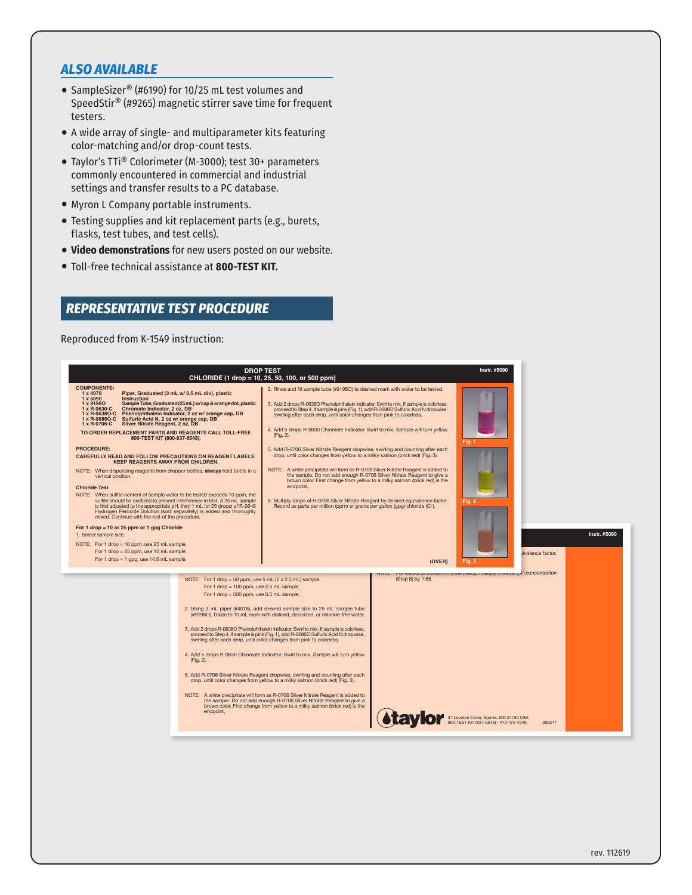## *ALSO AVAILABLE*

- SampleSizer® (#6190) for 10/25 mL test volumes and SpeedStir® (#9265) magnetic stirrer save time for frequent testers.
- A wide array of single- and multiparameter kits featuring color-matching and/or drop-count tests.
- Taylor's TTi® Colorimeter (M-3000); test 30+ parameters commonly encountered in commercial and industrial settings and transfer results to a PC database.
- Myron L Company portable instruments.
- Testing supplies and kit replacement parts (e.g., burets, flasks, test tubes, and test cells).
- **Video demonstrations** for new users posted on our website.
- Toll-free technical assistance at **800-TEST KIT.**

## *REPRESENTATIVE TEST PROCEDURE*

Reproduced from K-1549 instruction:

**DROP TEST**
**CHLORIDE (1 drop = 10, 25, 50, 100, or 500 ppm)**

Instr. #5090

**COMPONENTS:**

| | |
|---|---|
| 1 x 4078 | Pipet, Graduated (3 mL w/ 0.5 mL div), plastic |
| 1 x 5090 | Instruction |
| 1 x 9198O | Sample Tube, Graduated (25 mL) w/cap & orange dot, plastic |
| 1 x R-0630-C | Chromate Indicator, 2 oz, DB |
| 1 x R-0638O-C | Phenolphthalein Indicator, 2 oz w/ orange cap, DB |
| 1 x R-0686O-C | Sulfuric Acid N, 2 oz w/ orange cap, DB |
| 1 x R-0706-C | Silver Nitrate Reagent, 2 oz, DB |

**TO ORDER REPLACEMENT PARTS AND REAGENTS CALL TOLL-FREE 800-TEST KIT (800-837-8548).**

**PROCEDURE:**

**CAREFULLY READ AND FOLLOW PRECAUTIONS ON REAGENT LABELS. KEEP REAGENTS AWAY FROM CHILDREN.**

NOTE: When dispensing reagents from dropper bottles, **always** hold bottle in a vertical position.

**Chloride Test**

NOTE: When sulfite content of sample water to be tested exceeds 10 ppm, the sulfite should be oxidized to prevent interference in test. A 25 mL sample is first adjusted to the appropriate pH, then 1 mL (or 25 drops) of R-0649 Hydrogen Peroxide Solution (sold separately) is added and thoroughly mixed. Continue with the rest of the procedure.

**For 1 drop = 10 or 25 ppm or 1 gpg Chloride**

1. Select sample size.

NOTE: For 1 drop = 10 ppm, use 25 mL sample.
For 1 drop = 25 ppm, use 10 mL sample.
For 1 drop = 1 gpg, use 14.6 mL sample.

2. Rinse and fill sample tube (#9198O) to desired mark with water to be tested.
3. Add 2 drops R-0638O Phenolphthalein Indicator. Swirl to mix. If sample is colorless, proceed to Step 4. If sample is pink (Fig. 1), add R-0686O Sulfuric Acid N dropwise, swirling after each drop, until color changes from pink to colorless.
4. Add 5 drops R-0630 Chromate Indicator. Swirl to mix. Sample will turn yellow (Fig. 2).
5. Add R-0706 Silver Nitrate Reagent dropwise, swirling and counting after each drop, until color changes from yellow to a milky salmon (brick red) (Fig. 3).

NOTE: A white precipitate will form as R-0706 Silver Nitrate Reagent is added to the sample. Do not add enough R-0706 Silver Nitrate Reagent to give a brown color. First change from yellow to a milky salmon (brick red) is the endpoint.

6. Multiply drops of R-0706 Silver Nitrate Reagent by desired equivalence factor. Record as parts per million (ppm) or grains per gallon (gpg) chloride ($Cl^-$).

Fig. 1

Fig. 2

Fig. 3

(OVER)

NOTE: For 1 drop = 50 ppm, use 5 mL (2 x 2.5 mL) sample.
For 1 drop = 100 ppm, use 2.5 mL sample.
For 1 drop = 500 ppm, use 0.5 mL sample.

2. Using 3 mL pipet (#4078), add desired sample size to 25 mL sample tube (#9198O). Dilute to 10 mL mark with distilled, deionized, or chloride-free water.
3. Add 2 drops R-0638O Phenolphthalein Indicator. Swirl to mix. If sample is colorless, proceed to Step 4. If sample is pink (Fig. 1), add R-0686O Sulfuric Acid N dropwise, swirling after each drop, until color changes from pink to colorless.
4. Add 5 drops R-0630 Chromate Indicator. Swirl to mix. Sample will turn yellow (Fig. 2).
5. Add R-0706 Silver Nitrate Reagent dropwise, swirling and counting after each drop, until color changes from yellow to a milky salmon (brick red) (Fig. 3).

NOTE: A white precipitate will form as R-0706 Silver Nitrate Reagent is added to the sample. Do not add enough R-0706 Silver Nitrate Reagent to give a brown color. First change from yellow to a milky salmon (brick red) is the endpoint.

...uivalence factor.

NOTE: For results as sodium chloride (NaCl), multiply chloride ($Cl^-$) concentration (Step 6) by 1.65.

Instr. #5090

taylor 31 Loveton Circle, Sparks, MD 21152 USA 800-TEST KIT (837-8548) • 410-472-4340 082517

rev. 112619